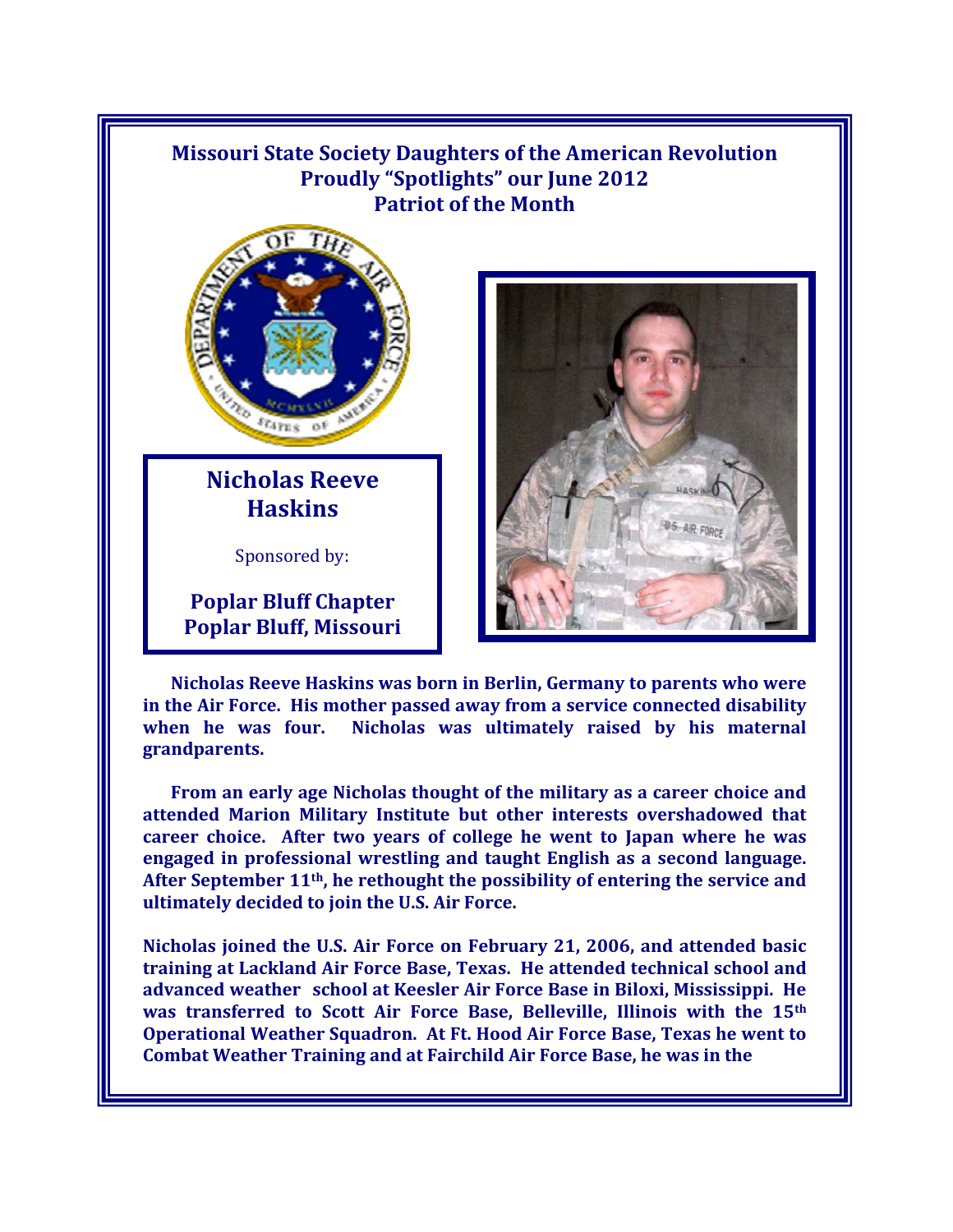# Missouri State Society Daughters of the American Revolution Proudly "Spotlights" our June 2012 Patriot of the Month

## Nicholas Reeve Haskins

Sponsored by:

**Poplar Bluff Chapter**
**Poplar Bluff, Missouri**

**Nicholas Reeve Haskins was born in Berlin, Germany to parents who were in the Air Force. His mother passed away from a service connected disability when he was four. Nicholas was ultimately raised by his maternal grandparents.**

**From an early age Nicholas thought of the military as a career choice and attended Marion Military Institute but other interests overshadowed that career choice. After two years of college he went to Japan where he was engaged in professional wrestling and taught English as a second language. After September 11th, he rethought the possibility of entering the service and ultimately decided to join the U.S. Air Force.**

**Nicholas joined the U.S. Air Force on February 21, 2006, and attended basic training at Lackland Air Force Base, Texas. He attended technical school and advanced weather school at Keesler Air Force Base in Biloxi, Mississippi. He was transferred to Scott Air Force Base, Belleville, Illinois with the 15th Operational Weather Squadron. At Ft. Hood Air Force Base, Texas he went to Combat Weather Training and at Fairchild Air Force Base, he was in the**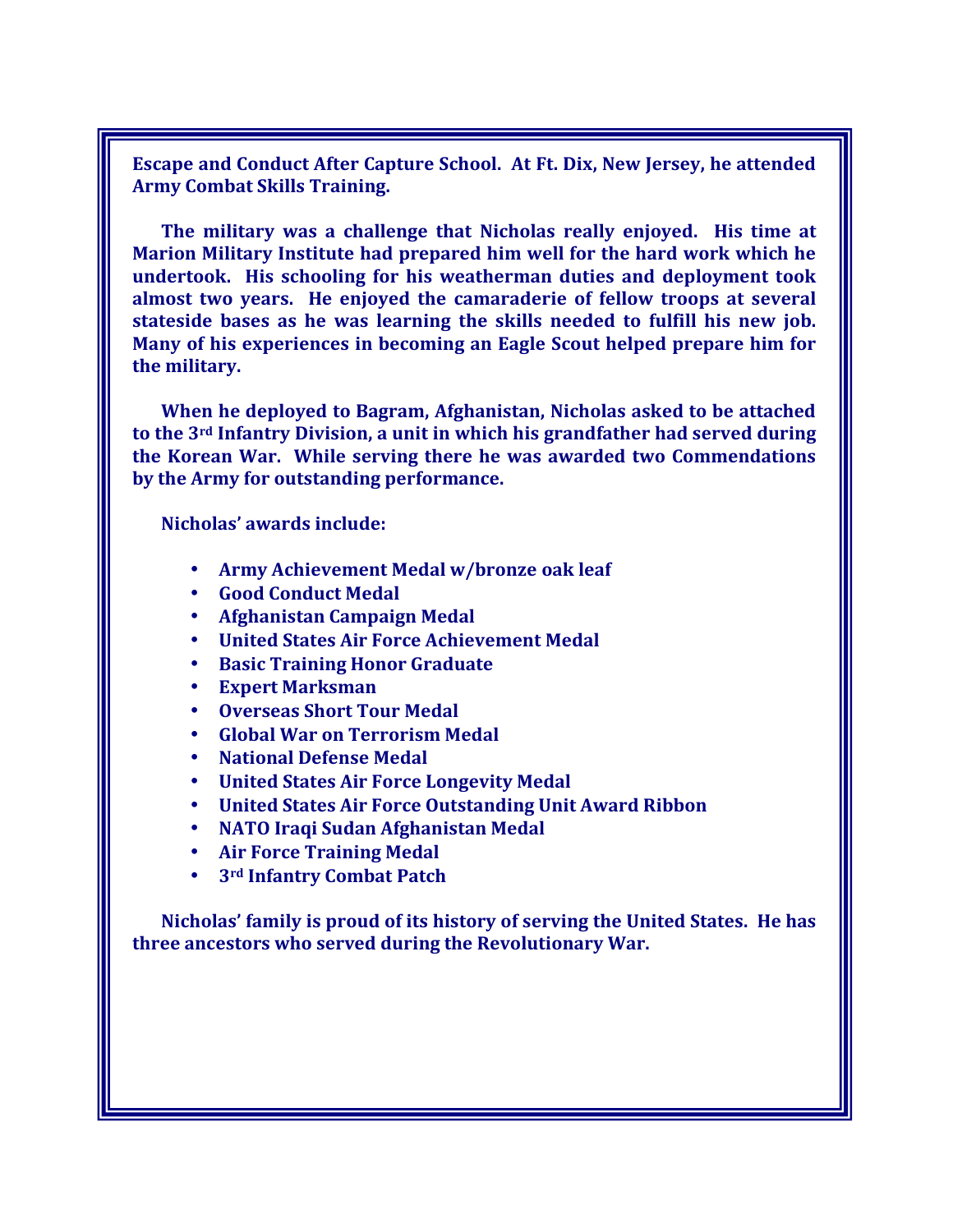**Escape and Conduct After Capture School. At Ft. Dix, New Jersey, he attended Army Combat Skills Training.**

**The military was a challenge that Nicholas really enjoyed. His time at Marion Military Institute had prepared him well for the hard work which he undertook. His schooling for his weatherman duties and deployment took almost two years. He enjoyed the camaraderie of fellow troops at several stateside bases as he was learning the skills needed to fulfill his new job. Many of his experiences in becoming an Eagle Scout helped prepare him for the military.**

**When he deployed to Bagram, Afghanistan, Nicholas asked to be attached to the 3rd Infantry Division, a unit in which his grandfather had served during the Korean War. While serving there he was awarded two Commendations by the Army for outstanding performance.**

**Nicholas' awards include:**

- **Army Achievement Medal w/bronze oak leaf**
- **Good Conduct Medal**
- **Afghanistan Campaign Medal**
- **United States Air Force Achievement Medal**
- **Basic Training Honor Graduate**
- **Expert Marksman**
- **Overseas Short Tour Medal**
- **Global War on Terrorism Medal**
- **National Defense Medal**
- **United States Air Force Longevity Medal**
- **United States Air Force Outstanding Unit Award Ribbon**
- **NATO Iraqi Sudan Afghanistan Medal**
- **Air Force Training Medal**
- **3rd Infantry Combat Patch**

**Nicholas' family is proud of its history of serving the United States. He has three ancestors who served during the Revolutionary War.**